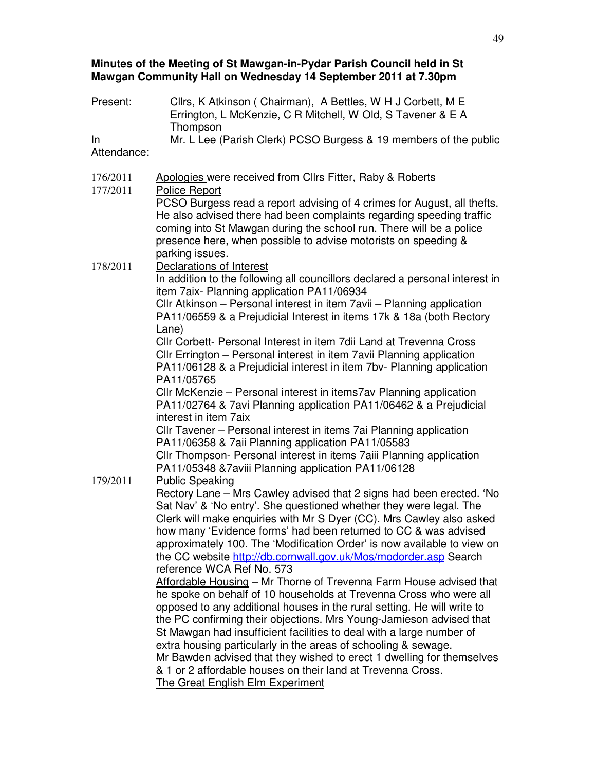**Minutes of the Meeting of St Mawgan-in-Pydar Parish Council held in St Mawgan Community Hall on Wednesday 14 September 2011 at 7.30pm**

Present: Cllrs, K Atkinson ( Chairman), A Bettles, W H J Corbett, M E Errington, L McKenzie, C R Mitchell, W Old, S Tavener & E A Thompson

In Attendance: Mr. L Lee (Parish Clerk) PCSO Burgess & 19 members of the public

176/2011 Apologies were received from Cllrs Fitter, Raby & Roberts

177/2011 Police Report

PCSO Burgess read a report advising of 4 crimes for August, all thefts. He also advised there had been complaints regarding speeding traffic coming into St Mawgan during the school run. There will be a police presence here, when possible to advise motorists on speeding & parking issues.

178/2011 Declarations of Interest

In addition to the following all councillors declared a personal interest in item 7aix- Planning application PA11/06934

Cllr Atkinson – Personal interest in item 7avii – Planning application PA11/06559 & a Prejudicial Interest in items 17k & 18a (both Rectory Lane)

Cllr Corbett- Personal Interest in item 7dii Land at Trevenna Cross

Cllr Errington – Personal interest in item 7avii Planning application PA11/06128 & a Prejudicial interest in item 7bv- Planning application PA11/05765

Cllr McKenzie – Personal interest in items7av Planning application PA11/02764 & 7avi Planning application PA11/06462 & a Prejudicial interest in item 7aix

Cllr Tavener – Personal interest in items 7ai Planning application PA11/06358 & 7aii Planning application PA11/05583

Cllr Thompson- Personal interest in items 7aiii Planning application PA11/05348 &7aviii Planning application PA11/06128

179/2011 Public Speaking

Rectory Lane – Mrs Cawley advised that 2 signs had been erected. 'No Sat Nav' & 'No entry'. She questioned whether they were legal. The Clerk will make enquiries with Mr S Dyer (CC). Mrs Cawley also asked how many 'Evidence forms' had been returned to CC & was advised approximately 100. The 'Modification Order' is now available to view on the CC website http://db.cornwall.gov.uk/Mos/modorder.asp Search reference WCA Ref No. 573

Affordable Housing – Mr Thorne of Trevenna Farm House advised that he spoke on behalf of 10 households at Trevenna Cross who were all opposed to any additional houses in the rural setting. He will write to the PC confirming their objections. Mrs Young-Jamieson advised that St Mawgan had insufficient facilities to deal with a large number of extra housing particularly in the areas of schooling & sewage.

Mr Bawden advised that they wished to erect 1 dwelling for themselves & 1 or 2 affordable houses on their land at Trevenna Cross.

The Great English Elm Experiment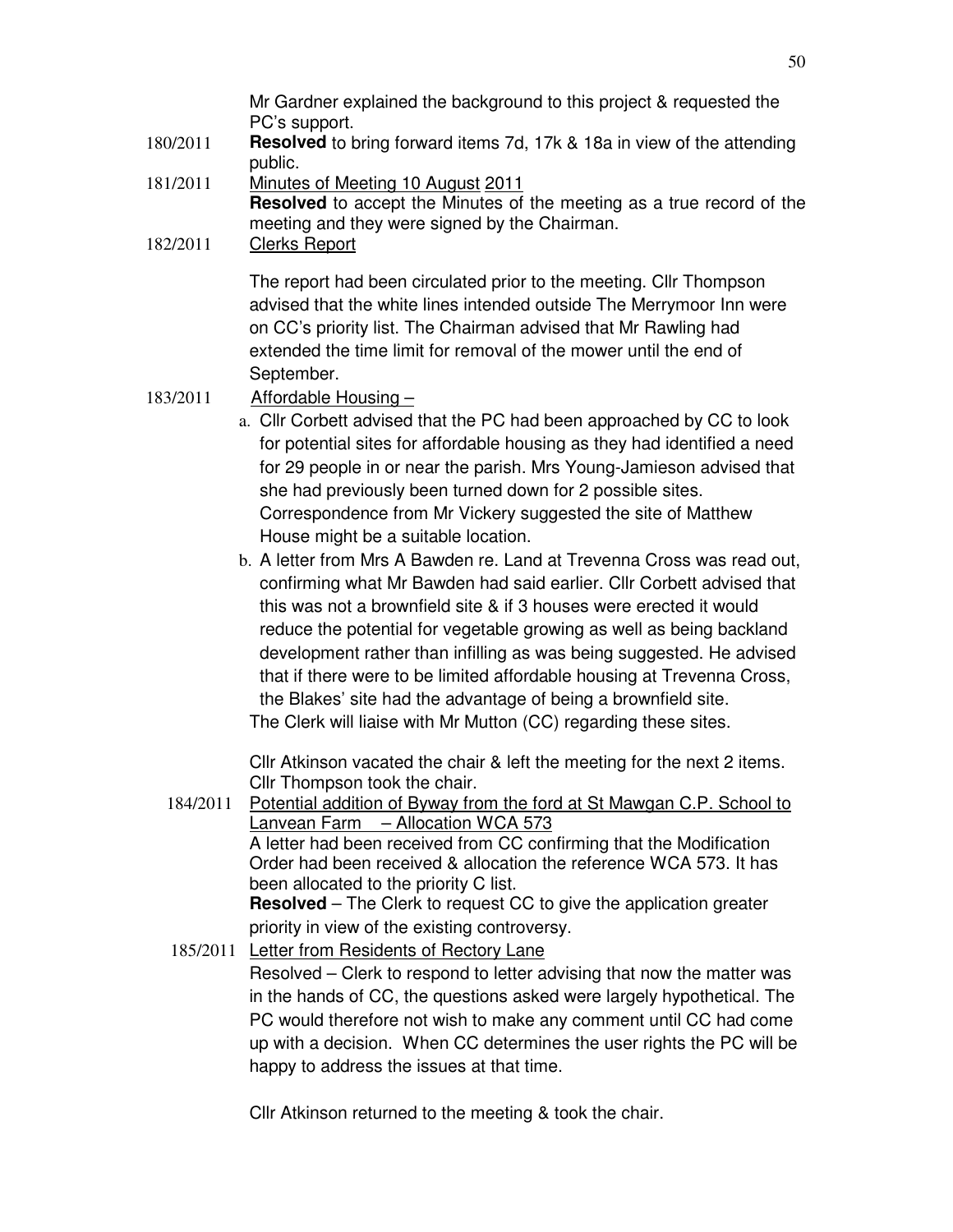Mr Gardner explained the background to this project & requested the PC's support.

180/2011 **Resolved** to bring forward items 7d, 17k & 18a in view of the attending public.

181/2011 Minutes of Meeting 10 August 2011

**Resolved** to accept the Minutes of the meeting as a true record of the meeting and they were signed by the Chairman.

182/2011 Clerks Report

The report had been circulated prior to the meeting. Cllr Thompson advised that the white lines intended outside The Merrymoor Inn were on CC's priority list. The Chairman advised that Mr Rawling had extended the time limit for removal of the mower until the end of September.

183/2011 Affordable Housing –

a. Cllr Corbett advised that the PC had been approached by CC to look for potential sites for affordable housing as they had identified a need for 29 people in or near the parish. Mrs Young-Jamieson advised that she had previously been turned down for 2 possible sites. Correspondence from Mr Vickery suggested the site of Matthew House might be a suitable location.
b. A letter from Mrs A Bawden re. Land at Trevenna Cross was read out, confirming what Mr Bawden had said earlier. Cllr Corbett advised that this was not a brownfield site & if 3 houses were erected it would reduce the potential for vegetable growing as well as being backland development rather than infilling as was being suggested. He advised that if there were to be limited affordable housing at Trevenna Cross, the Blakes' site had the advantage of being a brownfield site.

The Clerk will liaise with Mr Mutton (CC) regarding these sites.

Cllr Atkinson vacated the chair & left the meeting for the next 2 items. Cllr Thompson took the chair.

184/2011 Potential addition of Byway from the ford at St Mawgan C.P. School to Lanvean Farm – Allocation WCA 573

A letter had been received from CC confirming that the Modification Order had been received & allocation the reference WCA 573. It has been allocated to the priority C list.

**Resolved** – The Clerk to request CC to give the application greater priority in view of the existing controversy.

185/2011 Letter from Residents of Rectory Lane

Resolved – Clerk to respond to letter advising that now the matter was in the hands of CC, the questions asked were largely hypothetical. The PC would therefore not wish to make any comment until CC had come up with a decision. When CC determines the user rights the PC will be happy to address the issues at that time.

Cllr Atkinson returned to the meeting & took the chair.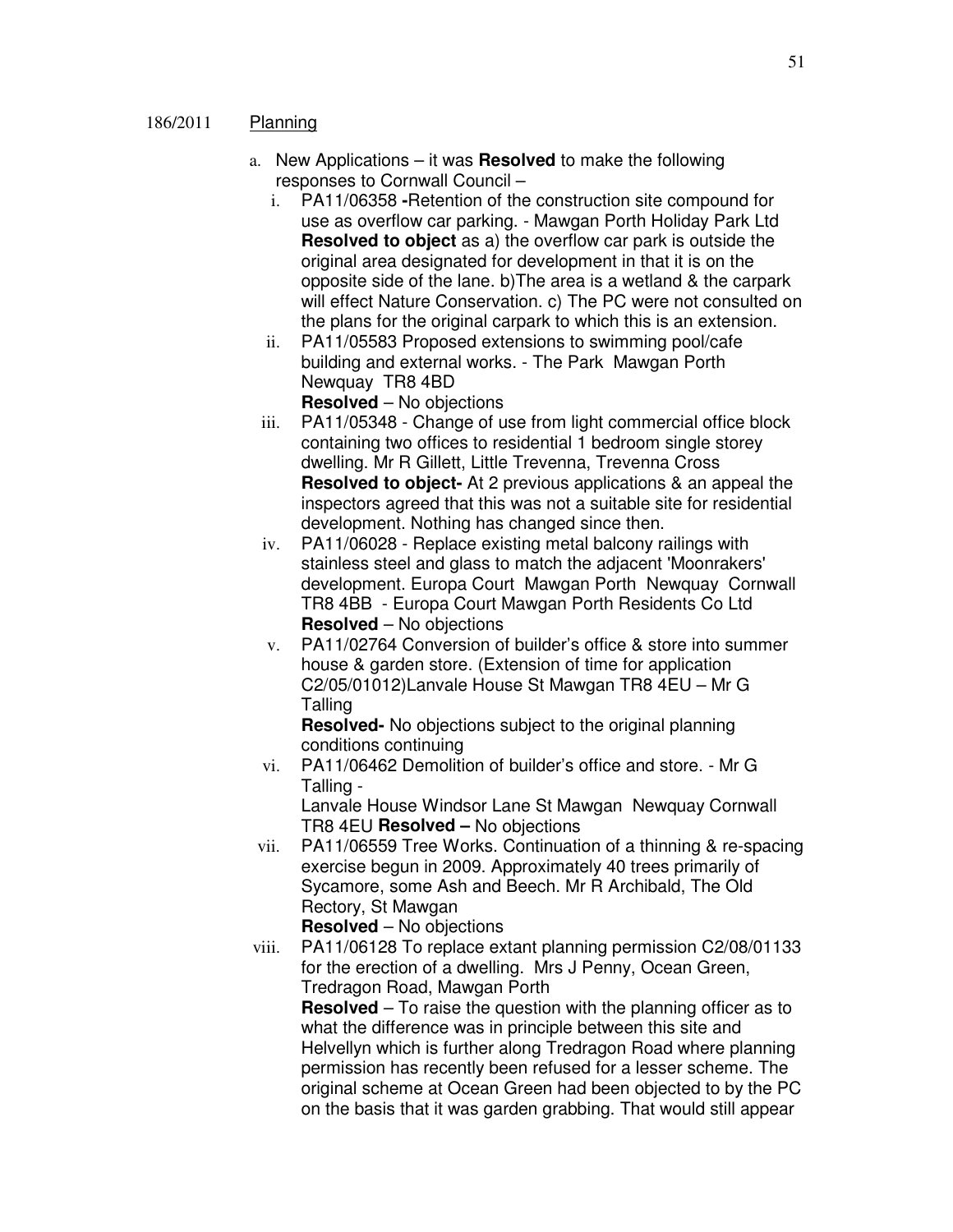186/2011 Planning

a. New Applications – it was **Resolved** to make the following responses to Cornwall Council –

   i. PA11/06358 **-**Retention of the construction site compound for use as overflow car parking. - Mawgan Porth Holiday Park Ltd
   **Resolved to object** as a) the overflow car park is outside the original area designated for development in that it is on the opposite side of the lane. b)The area is a wetland & the carpark will effect Nature Conservation. c) The PC were not consulted on the plans for the original carpark to which this is an extension.

   ii. PA11/05583 Proposed extensions to swimming pool/cafe building and external works. - The Park Mawgan Porth Newquay TR8 4BD
   **Resolved** – No objections

   iii. PA11/05348 - Change of use from light commercial office block containing two offices to residential 1 bedroom single storey dwelling. Mr R Gillett, Little Trevenna, Trevenna Cross
   **Resolved to object-** At 2 previous applications & an appeal the inspectors agreed that this was not a suitable site for residential development. Nothing has changed since then.

   iv. PA11/06028 - Replace existing metal balcony railings with stainless steel and glass to match the adjacent 'Moonrakers' development. Europa Court Mawgan Porth Newquay Cornwall TR8 4BB - Europa Court Mawgan Porth Residents Co Ltd
   **Resolved** – No objections

   v. PA11/02764 Conversion of builder's office & store into summer house & garden store. (Extension of time for application C2/05/01012)Lanvale House St Mawgan TR8 4EU – Mr G Talling
   **Resolved-** No objections subject to the original planning conditions continuing

   vi. PA11/06462 Demolition of builder's office and store. - Mr G Talling -
   Lanvale House Windsor Lane St Mawgan Newquay Cornwall TR8 4EU **Resolved –** No objections

   vii. PA11/06559 Tree Works. Continuation of a thinning & re-spacing exercise begun in 2009. Approximately 40 trees primarily of Sycamore, some Ash and Beech. Mr R Archibald, The Old Rectory, St Mawgan
   **Resolved** – No objections

   viii. PA11/06128 To replace extant planning permission C2/08/01133 for the erection of a dwelling. Mrs J Penny, Ocean Green, Tredragon Road, Mawgan Porth
   **Resolved** – To raise the question with the planning officer as to what the difference was in principle between this site and Helvellyn which is further along Tredragon Road where planning permission has recently been refused for a lesser scheme. The original scheme at Ocean Green had been objected to by the PC on the basis that it was garden grabbing. That would still appear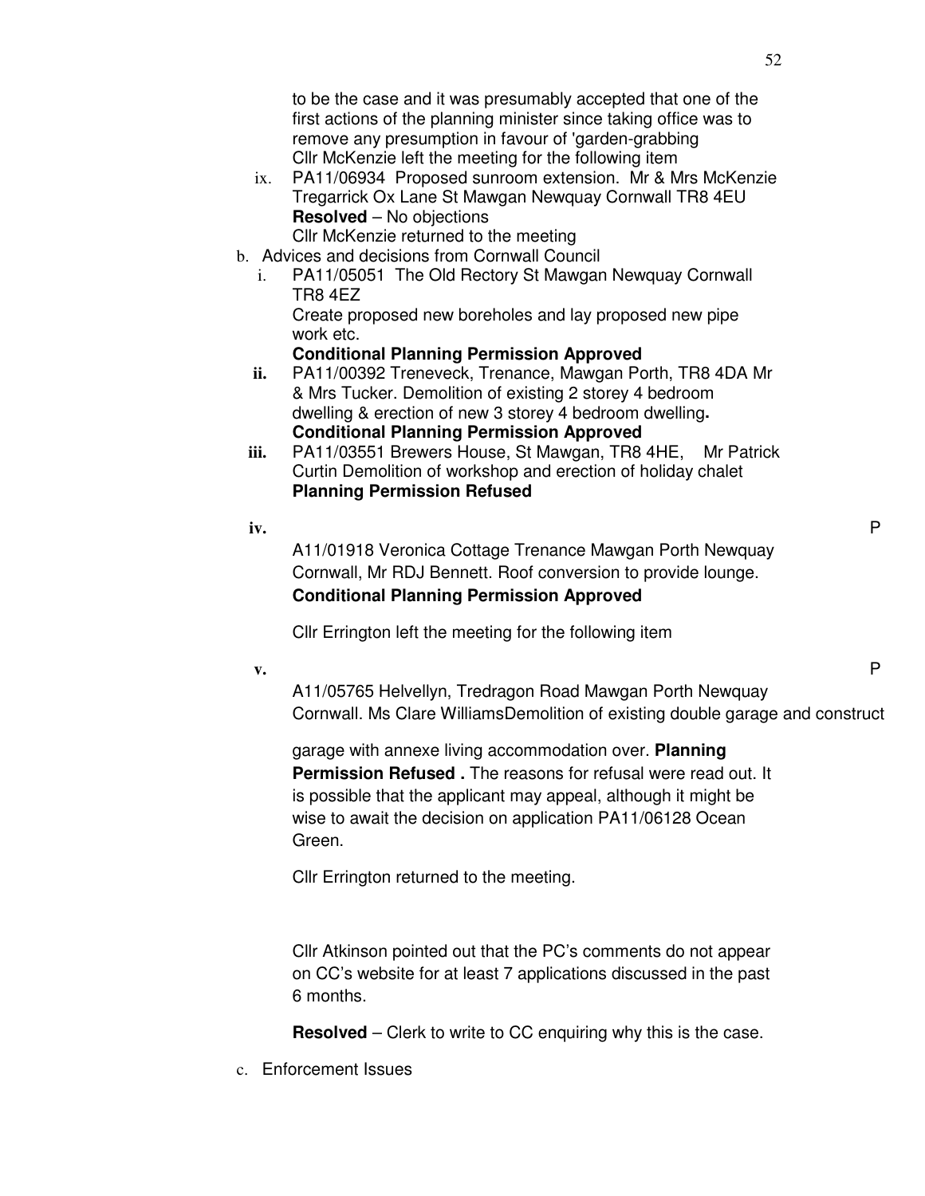to be the case and it was presumably accepted that one of the first actions of the planning minister since taking office was to remove any presumption in favour of 'garden-grabbing
Cllr McKenzie left the meeting for the following item

ix. PA11/06934 Proposed sunroom extension. Mr & Mrs McKenzie Tregarrick Ox Lane St Mawgan Newquay Cornwall TR8 4EU
**Resolved** – No objections
Cllr McKenzie returned to the meeting

b. Advices and decisions from Cornwall Council

i. PA11/05051 The Old Rectory St Mawgan Newquay Cornwall TR8 4EZ
Create proposed new boreholes and lay proposed new pipe work etc.
**Conditional Planning Permission Approved**

ii. PA11/00392 Treneveck, Trenance, Mawgan Porth, TR8 4DA Mr & Mrs Tucker. Demolition of existing 2 storey 4 bedroom dwelling & erection of new 3 storey 4 bedroom dwelling**.**
**Conditional Planning Permission Approved**

iii. PA11/03551 Brewers House, St Mawgan, TR8 4HE, Mr Patrick Curtin Demolition of workshop and erection of holiday chalet
**Planning Permission Refused**

iv. PA11/01918 Veronica Cottage Trenance Mawgan Porth Newquay Cornwall, Mr RDJ Bennett. Roof conversion to provide lounge.
**Conditional Planning Permission Approved**

Cllr Errington left the meeting for the following item

v. PA11/05765 Helvellyn, Tredragon Road Mawgan Porth Newquay Cornwall. Ms Clare WilliamsDemolition of existing double garage and construct garage with annexe living accommodation over. **Planning Permission Refused .** The reasons for refusal were read out. It is possible that the applicant may appeal, although it might be wise to await the decision on application PA11/06128 Ocean Green.

Cllr Errington returned to the meeting.

Cllr Atkinson pointed out that the PC's comments do not appear on CC's website for at least 7 applications discussed in the past 6 months.

**Resolved** – Clerk to write to CC enquiring why this is the case.

c. Enforcement Issues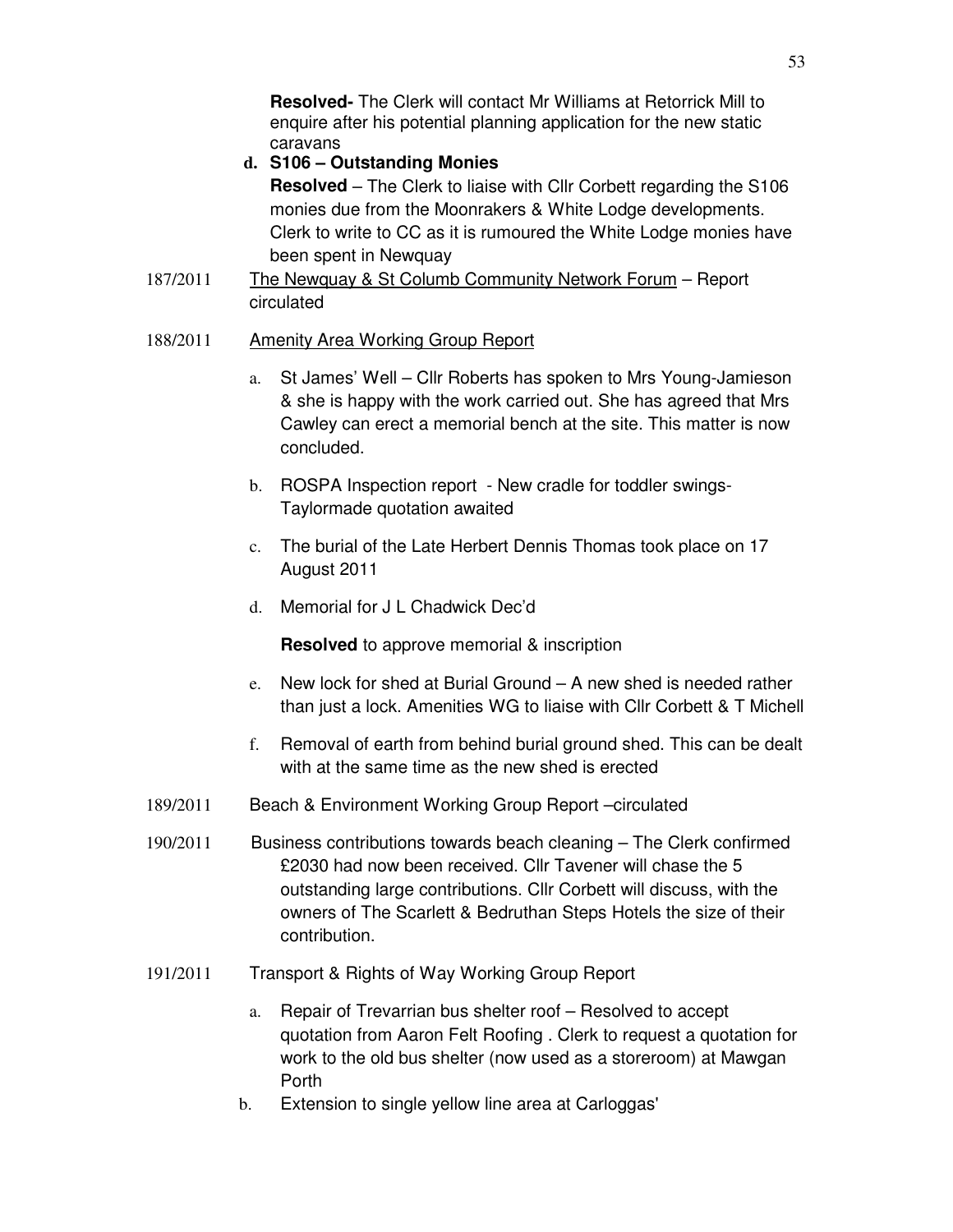**Resolved-** The Clerk will contact Mr Williams at Retorrick Mill to enquire after his potential planning application for the new static caravans

**d. S106 – Outstanding Monies**

**Resolved** – The Clerk to liaise with Cllr Corbett regarding the S106 monies due from the Moonrakers & White Lodge developments. Clerk to write to CC as it is rumoured the White Lodge monies have been spent in Newquay

187/2011 The Newquay & St Columb Community Network Forum – Report circulated

188/2011 Amenity Area Working Group Report

a. St James' Well – Cllr Roberts has spoken to Mrs Young-Jamieson & she is happy with the work carried out. She has agreed that Mrs Cawley can erect a memorial bench at the site. This matter is now concluded.

b. ROSPA Inspection report - New cradle for toddler swings- Taylormade quotation awaited

c. The burial of the Late Herbert Dennis Thomas took place on 17 August 2011

d. Memorial for J L Chadwick Dec'd

**Resolved** to approve memorial & inscription

e. New lock for shed at Burial Ground – A new shed is needed rather than just a lock. Amenities WG to liaise with Cllr Corbett & T Michell

f. Removal of earth from behind burial ground shed. This can be dealt with at the same time as the new shed is erected

189/2011 Beach & Environment Working Group Report –circulated

190/2011 Business contributions towards beach cleaning – The Clerk confirmed £2030 had now been received. Cllr Tavener will chase the 5 outstanding large contributions. Cllr Corbett will discuss, with the owners of The Scarlett & Bedruthan Steps Hotels the size of their contribution.

191/2011 Transport & Rights of Way Working Group Report

a. Repair of Trevarrian bus shelter roof – Resolved to accept quotation from Aaron Felt Roofing . Clerk to request a quotation for work to the old bus shelter (now used as a storeroom) at Mawgan Porth

b. Extension to single yellow line area at Carloggas'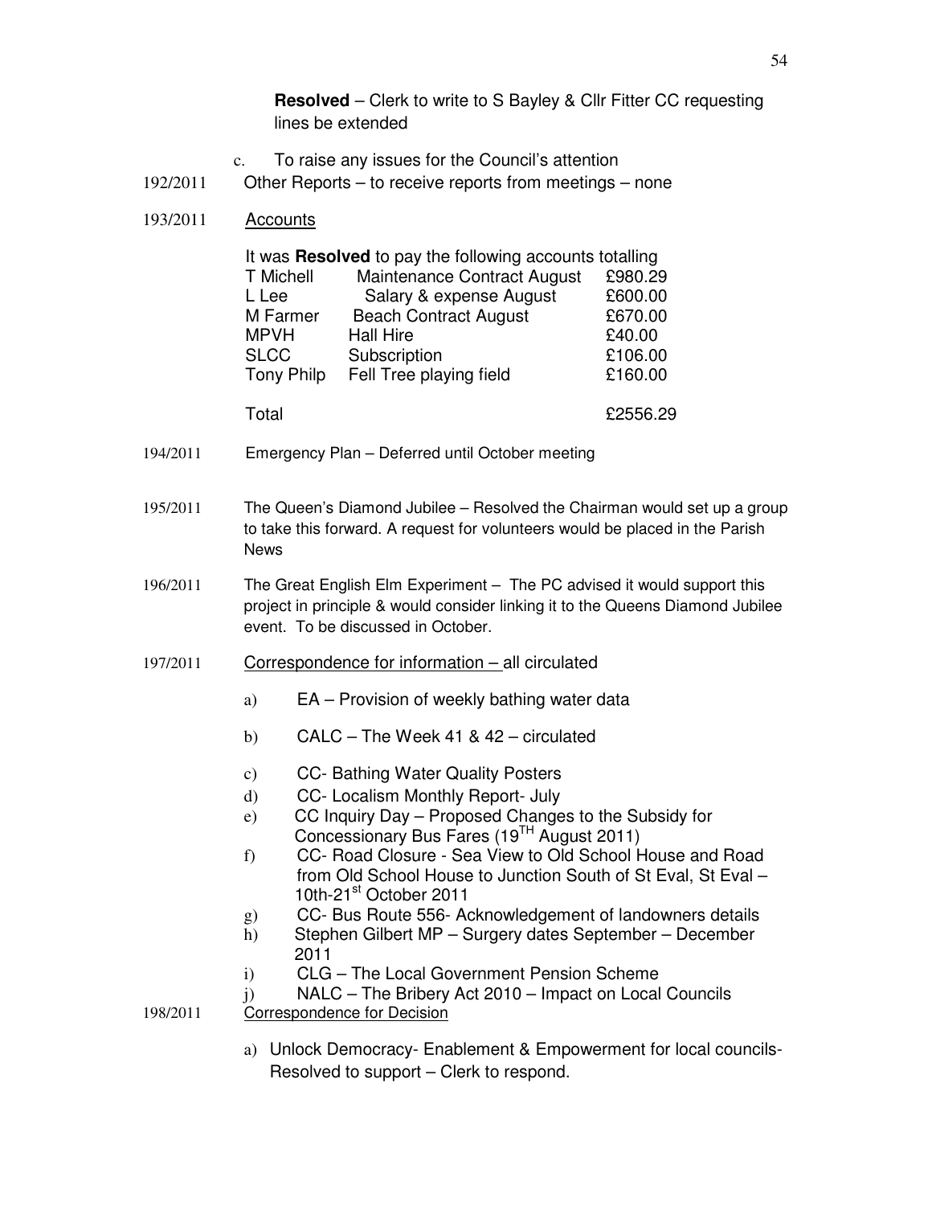**Resolved** – Clerk to write to S Bayley & Cllr Fitter CC requesting lines be extended

c. To raise any issues for the Council's attention

192/2011 Other Reports – to receive reports from meetings – none

193/2011 Accounts

It was **Resolved** to pay the following accounts totalling

| | | |
|---|---|---|
| T Michell | Maintenance Contract August | £980.29 |
| L Lee | Salary & expense August | £600.00 |
| M Farmer | Beach Contract August | £670.00 |
| MPVH | Hall Hire | £40.00 |
| SLCC | Subscription | £106.00 |
| Tony Philp | Fell Tree playing field | £160.00 |
| Total | | £2556.29 |

194/2011 Emergency Plan – Deferred until October meeting

195/2011 The Queen's Diamond Jubilee – Resolved the Chairman would set up a group to take this forward. A request for volunteers would be placed in the Parish News

196/2011 The Great English Elm Experiment – The PC advised it would support this project in principle & would consider linking it to the Queens Diamond Jubilee event. To be discussed in October.

197/2011 Correspondence for information – all circulated

a) EA – Provision of weekly bathing water data

b) CALC – The Week 41 & 42 – circulated

c) CC- Bathing Water Quality Posters

d) CC- Localism Monthly Report- July

e) CC Inquiry Day – Proposed Changes to the Subsidy for Concessionary Bus Fares (19TH August 2011)

f) CC- Road Closure - Sea View to Old School House and Road from Old School House to Junction South of St Eval, St Eval – 10th-21st October 2011

g) CC- Bus Route 556- Acknowledgement of landowners details

h) Stephen Gilbert MP – Surgery dates September – December 2011

i) CLG – The Local Government Pension Scheme

j) NALC – The Bribery Act 2010 – Impact on Local Councils

198/2011 Correspondence for Decision

a) Unlock Democracy- Enablement & Empowerment for local councils- Resolved to support – Clerk to respond.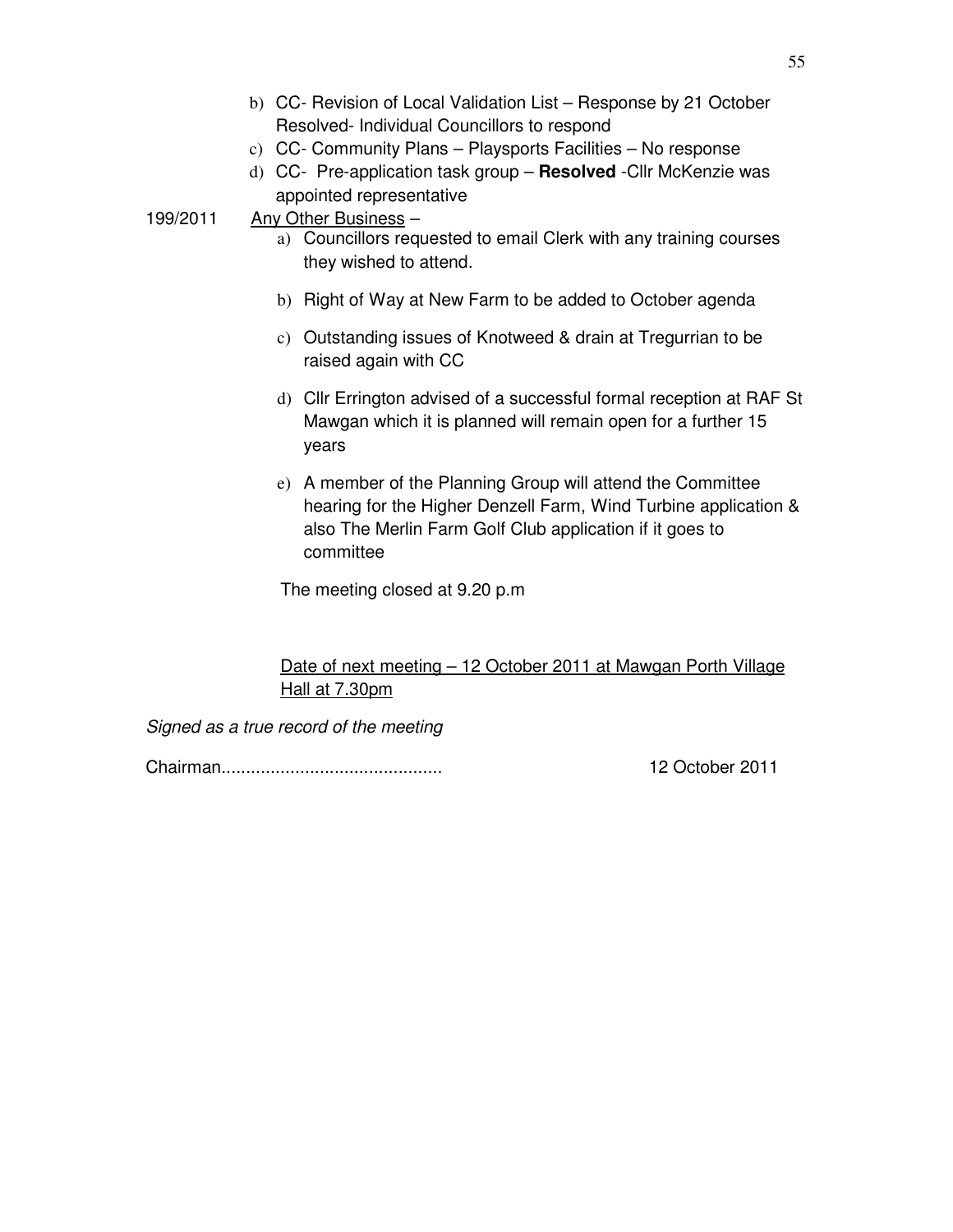b) CC- Revision of Local Validation List – Response by 21 October Resolved- Individual Councillors to respond
c) CC- Community Plans – Playsports Facilities – No response
d) CC- Pre-application task group – **Resolved** -Cllr McKenzie was appointed representative

199/2011 <u>Any Other Business</u> –

a) Councillors requested to email Clerk with any training courses they wished to attend.
b) Right of Way at New Farm to be added to October agenda
c) Outstanding issues of Knotweed & drain at Tregurrian to be raised again with CC
d) Cllr Errington advised of a successful formal reception at RAF St Mawgan which it is planned will remain open for a further 15 years
e) A member of the Planning Group will attend the Committee hearing for the Higher Denzell Farm, Wind Turbine application & also The Merlin Farm Golf Club application if it goes to committee

The meeting closed at 9.20 p.m

<u>Date of next meeting – 12 October 2011 at Mawgan Porth Village Hall at 7.30pm</u>

*Signed as a true record of the meeting*

Chairman............................................ 12 October 2011